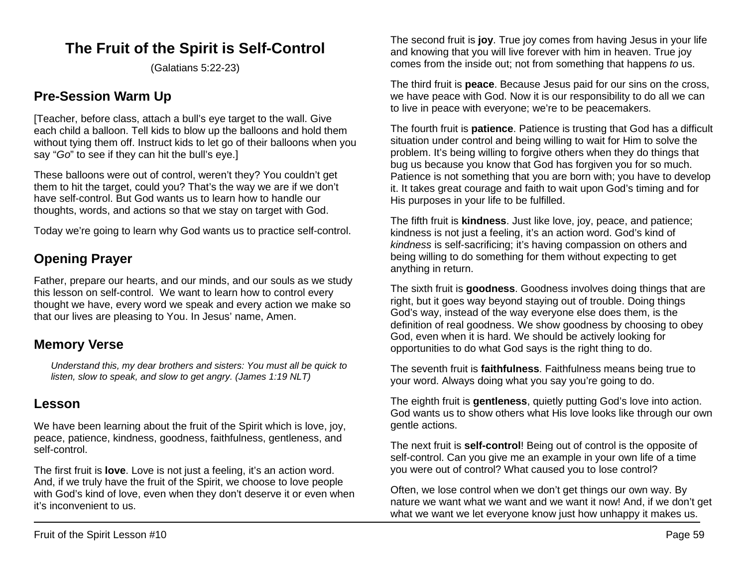# The Fruit of the Spirit is Self-Control

(Galatians 5:22-23)

## Pre-Session Warm Up

[Teacher, before class, attach a bull's eye target to the wall. Give each child a balloon. Tell kids to blow up the balloons and hold them without tying them off. Instruct kids to let go of their balloons when you say "*Go*" to see if they can hit the bull's eye.]

These balloons were out of control, weren't they? You couldn't get them to hit the target, could you? That's the way we are if we don't have self-control. But God wants us to learn how to handle our thoughts, words, and actions so that we stay on target with God.

Today we're going to learn why God wants us to practice self-control.

## Opening Prayer

Father, prepare our hearts, and our minds, and our souls as we study this lesson on self-control. We want to learn how to control every thought we have, every word we speak and every action we make so that our lives are pleasing to You. In Jesus' name, Amen.

## Memory Verse

> *Understand this, my dear brothers and sisters: You must all be quick to listen, slow to speak, and slow to get angry. (James 1:19 NLT)*

## Lesson

We have been learning about the fruit of the Spirit which is love, joy, peace, patience, kindness, goodness, faithfulness, gentleness, and self-control.

The first fruit is **love**. Love is not just a feeling, it's an action word. And, if we truly have the fruit of the Spirit, we choose to love people with God's kind of love, even when they don't deserve it or even when it's inconvenient to us.

The second fruit is **joy**. True joy comes from having Jesus in your life and knowing that you will live forever with him in heaven. True joy comes from the inside out; not from something that happens *to* us.

The third fruit is **peace**. Because Jesus paid for our sins on the cross, we have peace with God. Now it is our responsibility to do all we can to live in peace with everyone; we're to be peacemakers.

The fourth fruit is **patience**. Patience is trusting that God has a difficult situation under control and being willing to wait for Him to solve the problem. It's being willing to forgive others when they do things that bug us because you know that God has forgiven you for so much. Patience is not something that you are born with; you have to develop it. It takes great courage and faith to wait upon God's timing and for His purposes in your life to be fulfilled.

The fifth fruit is **kindness**. Just like love, joy, peace, and patience; kindness is not just a feeling, it's an action word. God's kind of *kindness* is self-sacrificing; it's having compassion on others and being willing to do something for them without expecting to get anything in return.

The sixth fruit is **goodness**. Goodness involves doing things that are right, but it goes way beyond staying out of trouble. Doing things God's way, instead of the way everyone else does them, is the definition of real goodness. We show goodness by choosing to obey God, even when it is hard. We should be actively looking for opportunities to do what God says is the right thing to do.

The seventh fruit is **faithfulness**. Faithfulness means being true to your word. Always doing what you say you're going to do.

The eighth fruit is **gentleness**, quietly putting God's love into action. God wants us to show others what His love looks like through our own gentle actions.

The next fruit is **self-control**! Being out of control is the opposite of self-control. Can you give me an example in your own life of a time you were out of control? What caused you to lose control?

Often, we lose control when we don't get things our own way. By nature we want what we want and we want it now! And, if we don't get what we want we let everyone know just how unhappy it makes us.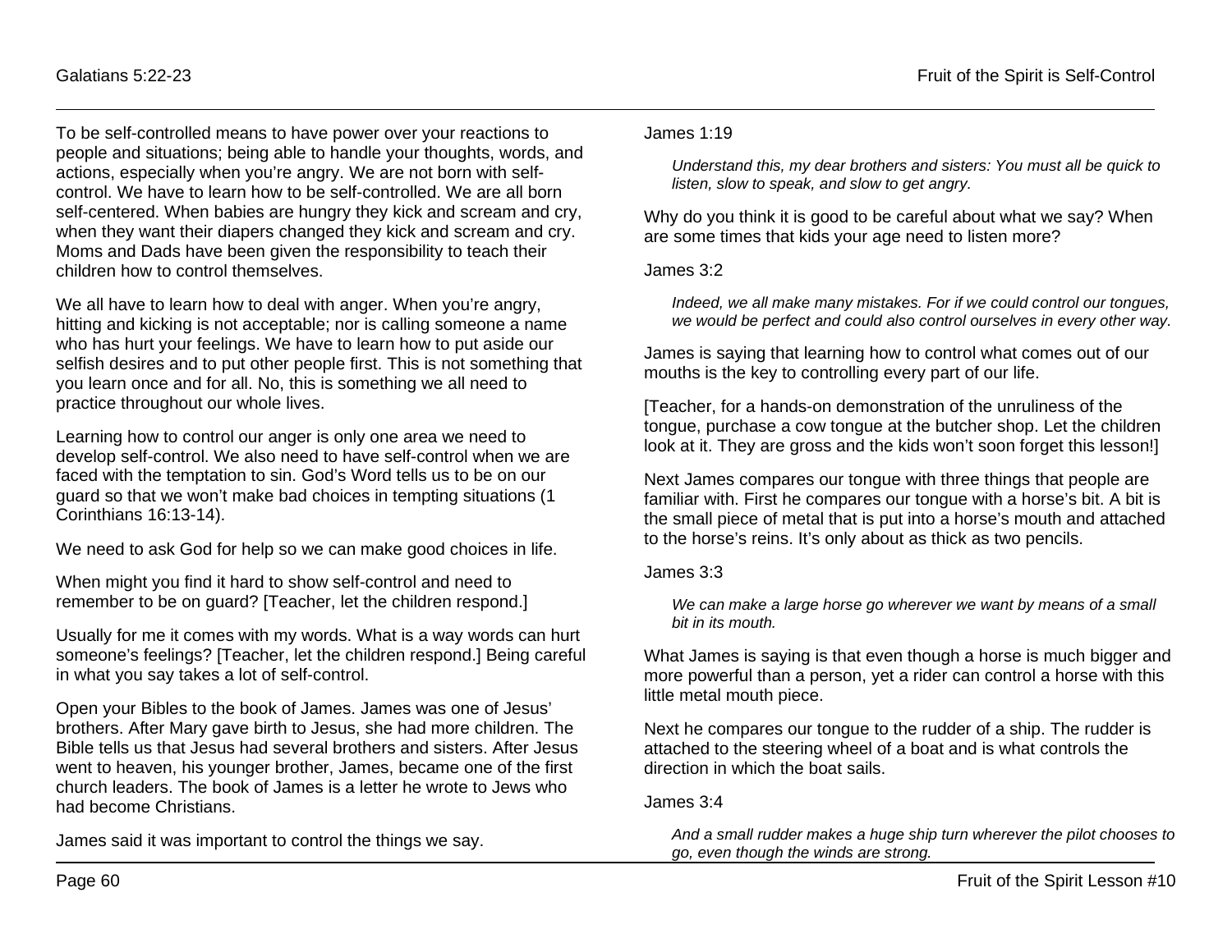To be self-controlled means to have power over your reactions to people and situations; being able to handle your thoughts, words, and actions, especially when you're angry. We are not born with self-control. We have to learn how to be self-controlled. We are all born self-centered. When babies are hungry they kick and scream and cry, when they want their diapers changed they kick and scream and cry. Moms and Dads have been given the responsibility to teach their children how to control themselves.

We all have to learn how to deal with anger. When you're angry, hitting and kicking is not acceptable; nor is calling someone a name who has hurt your feelings. We have to learn how to put aside our selfish desires and to put other people first. This is not something that you learn once and for all. No, this is something we all need to practice throughout our whole lives.

Learning how to control our anger is only one area we need to develop self-control. We also need to have self-control when we are faced with the temptation to sin. God's Word tells us to be on our guard so that we won't make bad choices in tempting situations (1 Corinthians 16:13-14).

We need to ask God for help so we can make good choices in life.

When might you find it hard to show self-control and need to remember to be on guard? [Teacher, let the children respond.]

Usually for me it comes with my words. What is a way words can hurt someone's feelings? [Teacher, let the children respond.] Being careful in what you say takes a lot of self-control.

Open your Bibles to the book of James. James was one of Jesus' brothers. After Mary gave birth to Jesus, she had more children. The Bible tells us that Jesus had several brothers and sisters. After Jesus went to heaven, his younger brother, James, became one of the first church leaders. The book of James is a letter he wrote to Jews who had become Christians.

James said it was important to control the things we say.

James 1:19

> *Understand this, my dear brothers and sisters: You must all be quick to listen, slow to speak, and slow to get angry.*

Why do you think it is good to be careful about what we say? When are some times that kids your age need to listen more?

James 3:2

> *Indeed, we all make many mistakes. For if we could control our tongues, we would be perfect and could also control ourselves in every other way.*

James is saying that learning how to control what comes out of our mouths is the key to controlling every part of our life.

[Teacher, for a hands-on demonstration of the unruliness of the tongue, purchase a cow tongue at the butcher shop. Let the children look at it. They are gross and the kids won't soon forget this lesson!]

Next James compares our tongue with three things that people are familiar with. First he compares our tongue with a horse's bit. A bit is the small piece of metal that is put into a horse's mouth and attached to the horse's reins. It's only about as thick as two pencils.

James 3:3

> *We can make a large horse go wherever we want by means of a small bit in its mouth.*

What James is saying is that even though a horse is much bigger and more powerful than a person, yet a rider can control a horse with this little metal mouth piece.

Next he compares our tongue to the rudder of a ship. The rudder is attached to the steering wheel of a boat and is what controls the direction in which the boat sails.

James 3:4

> *And a small rudder makes a huge ship turn wherever the pilot chooses to go, even though the winds are strong.*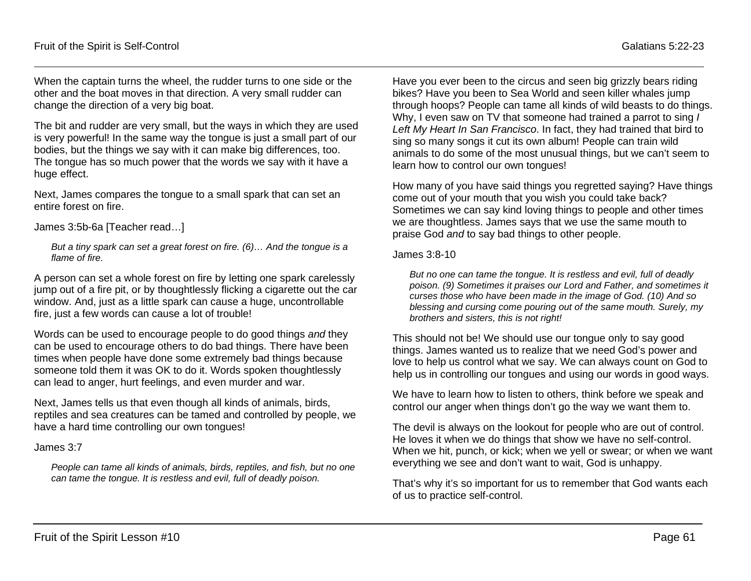When the captain turns the wheel, the rudder turns to one side or the other and the boat moves in that direction. A very small rudder can change the direction of a very big boat.

The bit and rudder are very small, but the ways in which they are used is very powerful! In the same way the tongue is just a small part of our bodies, but the things we say with it can make big differences, too. The tongue has so much power that the words we say with it have a huge effect.

Next, James compares the tongue to a small spark that can set an entire forest on fire.

James 3:5b-6a [Teacher read…]

> *But a tiny spark can set a great forest on fire. (6)… And the tongue is a flame of fire.*

A person can set a whole forest on fire by letting one spark carelessly jump out of a fire pit, or by thoughtlessly flicking a cigarette out the car window. And, just as a little spark can cause a huge, uncontrollable fire, just a few words can cause a lot of trouble!

Words can be used to encourage people to do good things *and* they can be used to encourage others to do bad things. There have been times when people have done some extremely bad things because someone told them it was OK to do it. Words spoken thoughtlessly can lead to anger, hurt feelings, and even murder and war.

Next, James tells us that even though all kinds of animals, birds, reptiles and sea creatures can be tamed and controlled by people, we have a hard time controlling our own tongues!

James 3:7

> *People can tame all kinds of animals, birds, reptiles, and fish, but no one can tame the tongue. It is restless and evil, full of deadly poison.*

Have you ever been to the circus and seen big grizzly bears riding bikes? Have you been to Sea World and seen killer whales jump through hoops? People can tame all kinds of wild beasts to do things. Why, I even saw on TV that someone had trained a parrot to sing *I Left My Heart In San Francisco*. In fact, they had trained that bird to sing so many songs it cut its own album! People can train wild animals to do some of the most unusual things, but we can't seem to learn how to control our own tongues!

How many of you have said things you regretted saying? Have things come out of your mouth that you wish you could take back? Sometimes we can say kind loving things to people and other times we are thoughtless. James says that we use the same mouth to praise God *and* to say bad things to other people.

James 3:8-10

> *But no one can tame the tongue. It is restless and evil, full of deadly poison. (9) Sometimes it praises our Lord and Father, and sometimes it curses those who have been made in the image of God. (10) And so blessing and cursing come pouring out of the same mouth. Surely, my brothers and sisters, this is not right!*

This should not be! We should use our tongue only to say good things. James wanted us to realize that we need God's power and love to help us control what we say. We can always count on God to help us in controlling our tongues and using our words in good ways.

We have to learn how to listen to others, think before we speak and control our anger when things don't go the way we want them to.

The devil is always on the lookout for people who are out of control. He loves it when we do things that show we have no self-control. When we hit, punch, or kick; when we yell or swear; or when we want everything we see and don't want to wait, God is unhappy.

That's why it's so important for us to remember that God wants each of us to practice self-control.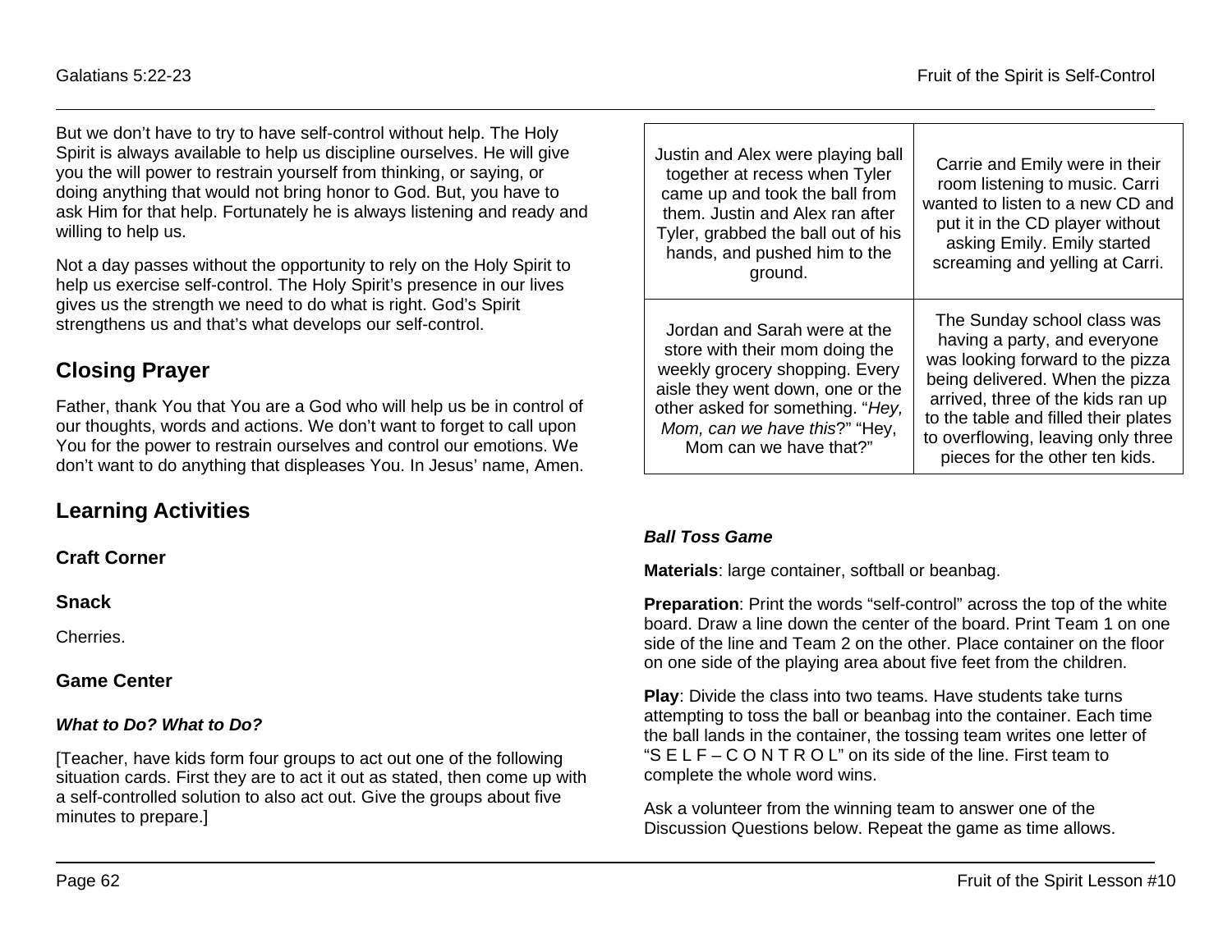But we don't have to try to have self-control without help. The Holy Spirit is always available to help us discipline ourselves. He will give you the will power to restrain yourself from thinking, or saying, or doing anything that would not bring honor to God. But, you have to ask Him for that help. Fortunately he is always listening and ready and willing to help us.

Not a day passes without the opportunity to rely on the Holy Spirit to help us exercise self-control. The Holy Spirit's presence in our lives gives us the strength we need to do what is right. God's Spirit strengthens us and that's what develops our self-control.

## Closing Prayer

Father, thank You that You are a God who will help us be in control of our thoughts, words and actions. We don't want to forget to call upon You for the power to restrain ourselves and control our emotions. We don't want to do anything that displeases You. In Jesus' name, Amen.

## Learning Activities

### Craft Corner

### Snack

Cherries.

### Game Center

#### *What to Do? What to Do?*

[Teacher, have kids form four groups to act out one of the following situation cards. First they are to act it out as stated, then come up with a self-controlled solution to also act out. Give the groups about five minutes to prepare.]

| | |
|---|---|
| Justin and Alex were playing ball together at recess when Tyler came up and took the ball from them. Justin and Alex ran after Tyler, grabbed the ball out of his hands, and pushed him to the ground. | Carrie and Emily were in their room listening to music. Carri wanted to listen to a new CD and put it in the CD player without asking Emily. Emily started screaming and yelling at Carri. |
| Jordan and Sarah were at the store with their mom doing the weekly grocery shopping. Every aisle they went down, one or the other asked for something. "*Hey, Mom, can we have this*?" "Hey, Mom can we have that?" | The Sunday school class was having a party, and everyone was looking forward to the pizza being delivered. When the pizza arrived, three of the kids ran up to the table and filled their plates to overflowing, leaving only three pieces for the other ten kids. |

#### *Ball Toss Game*

**Materials**: large container, softball or beanbag.

**Preparation**: Print the words "self-control" across the top of the white board. Draw a line down the center of the board. Print Team 1 on one side of the line and Team 2 on the other. Place container on the floor on one side of the playing area about five feet from the children.

**Play**: Divide the class into two teams. Have students take turns attempting to toss the ball or beanbag into the container. Each time the ball lands in the container, the tossing team writes one letter of "S E L F – C O N T R O L" on its side of the line. First team to complete the whole word wins.

Ask a volunteer from the winning team to answer one of the Discussion Questions below. Repeat the game as time allows.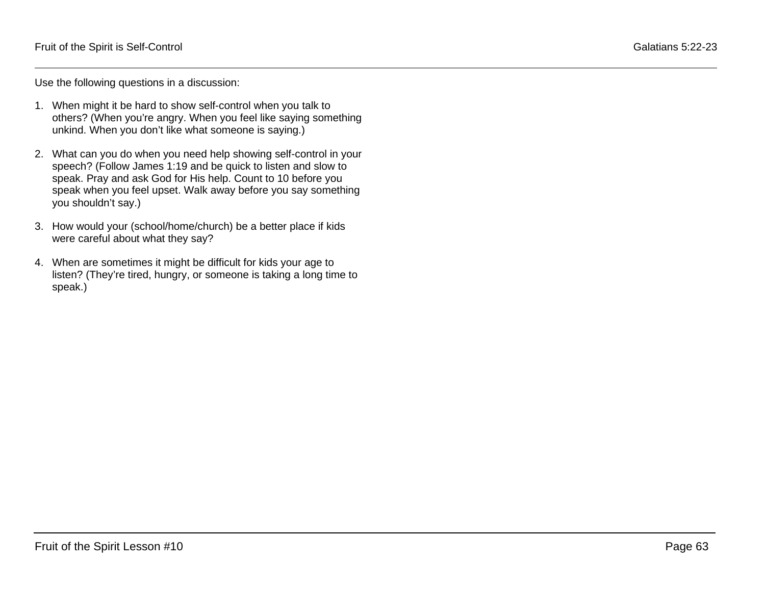Use the following questions in a discussion:

1. When might it be hard to show self-control when you talk to others? (When you're angry. When you feel like saying something unkind. When you don't like what someone is saying.)

2. What can you do when you need help showing self-control in your speech? (Follow James 1:19 and be quick to listen and slow to speak. Pray and ask God for His help. Count to 10 before you speak when you feel upset. Walk away before you say something you shouldn't say.)

3. How would your (school/home/church) be a better place if kids were careful about what they say?

4. When are sometimes it might be difficult for kids your age to listen? (They're tired, hungry, or someone is taking a long time to speak.)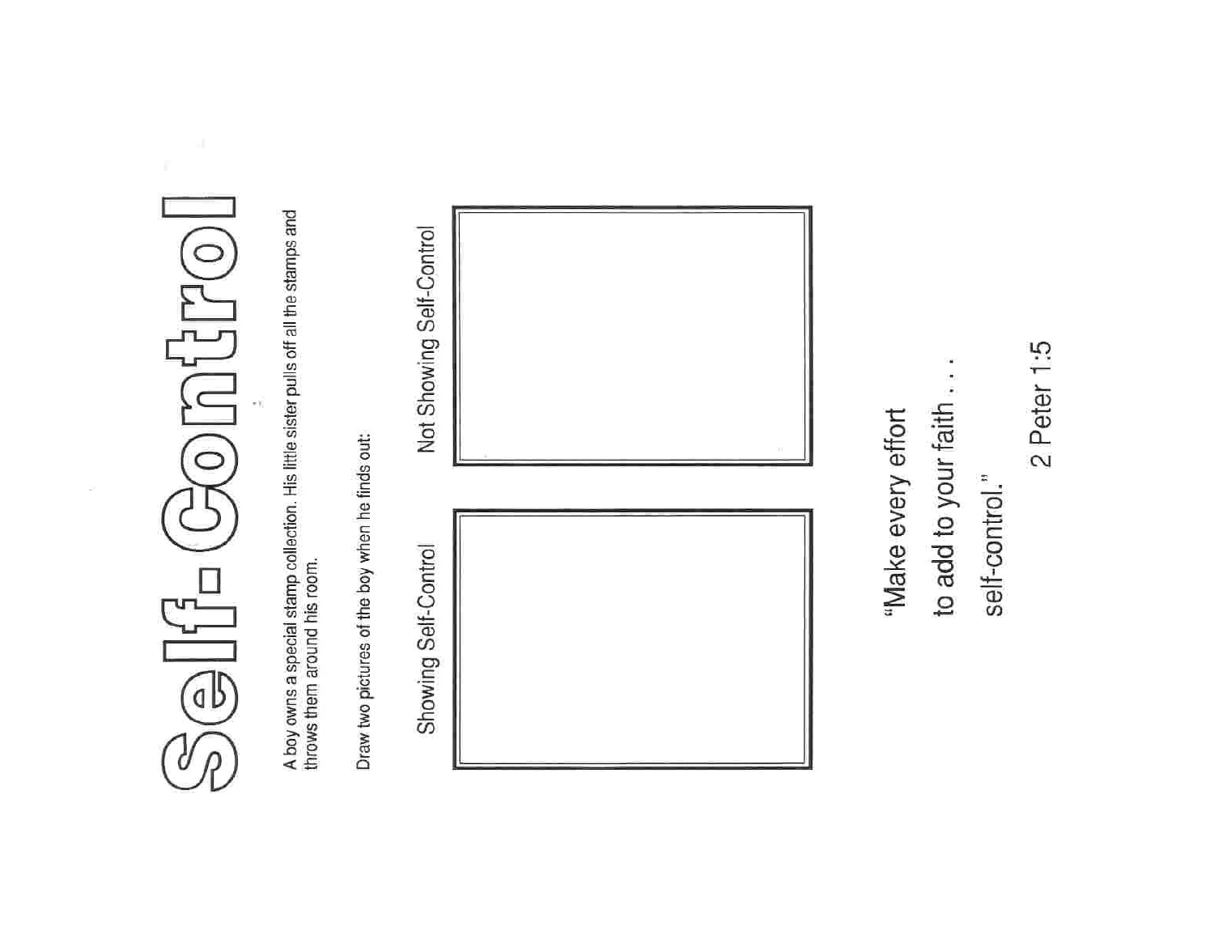# Self-Control

A boy owns a special stamp collection. His little sister pulls off all the stamps and throws them around his room.

Draw two pictures of the boy when he finds out:

Showing Self-Control

Not Showing Self-Control

"Make every effort to add to your faith . . . self-control."

2 Peter 1:5